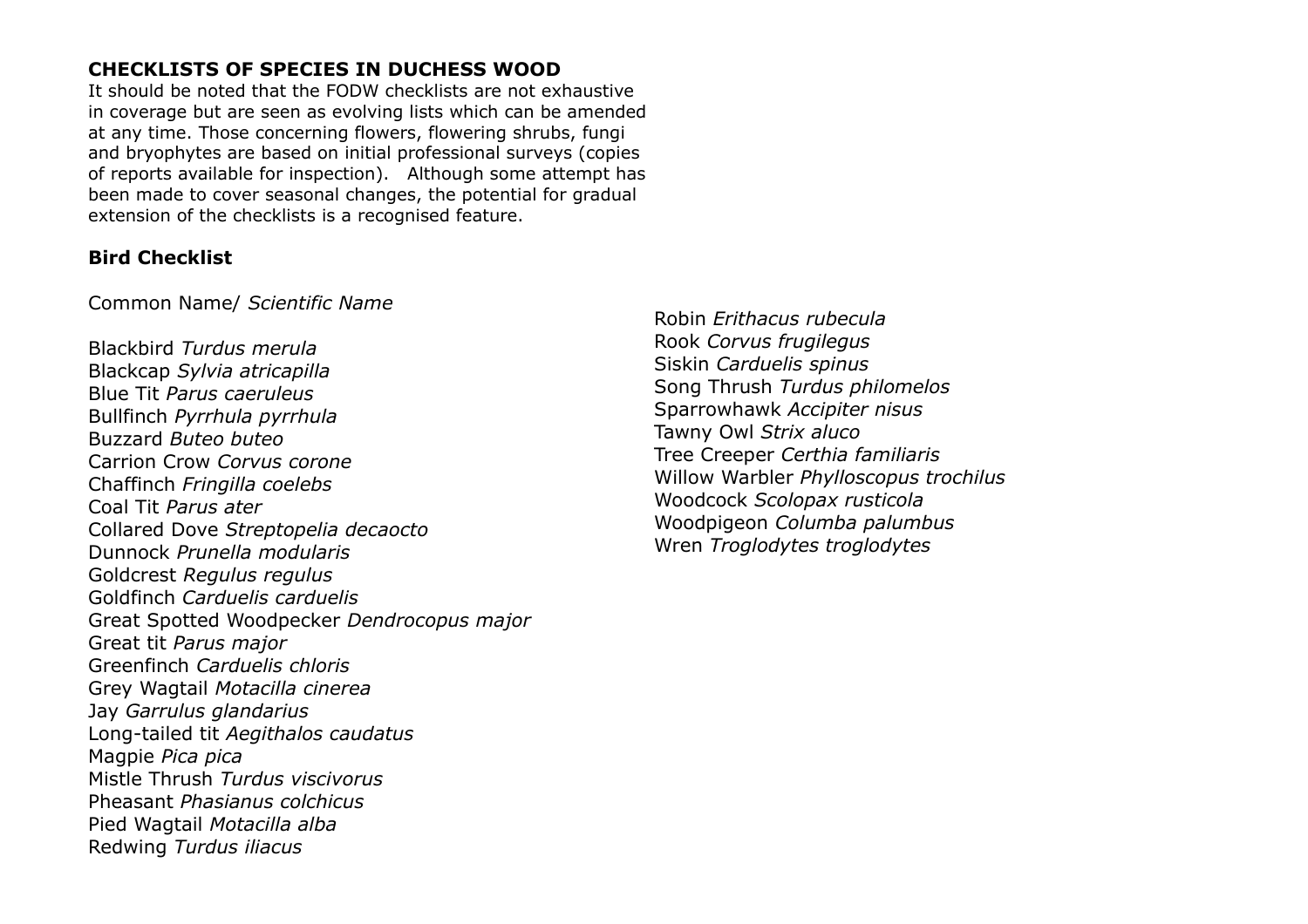## CHECKLISTS OF SPECIES IN DUCHESS WOOD

It should be noted that the FODW checklists are not exhaustive in coverage but are seen as evolving lists which can be amended at any time. Those concerning flowers, flowering shrubs, fungi and bryophytes are based on initial professional surveys (copies of reports available for inspection). Although some attempt has been made to cover seasonal changes, the potential for gradual extension of the checklists is a recognised feature.

### Bird Checklist

Common Name/ *Scientific Name*

Blackbird *Turdus merula*
Blackcap *Sylvia atricapilla*
Blue Tit *Parus caeruleus*
Bullfinch *Pyrrhula pyrrhula*
Buzzard *Buteo buteo*
Carrion Crow *Corvus corone*
Chaffinch *Fringilla coelebs*
Coal Tit *Parus ater*
Collared Dove *Streptopelia decaocto*
Dunnock *Prunella modularis*
Goldcrest *Regulus regulus*
Goldfinch *Carduelis carduelis*
Great Spotted Woodpecker *Dendrocopus major*
Great tit *Parus major*
Greenfinch *Carduelis chloris*
Grey Wagtail *Motacilla cinerea*
Jay *Garrulus glandarius*
Long-tailed tit *Aegithalos caudatus*
Magpie *Pica pica*
Mistle Thrush *Turdus viscivorus*
Pheasant *Phasianus colchicus*
Pied Wagtail *Motacilla alba*
Redwing *Turdus iliacus*
Robin *Erithacus rubecula*
Rook *Corvus frugilegus*
Siskin *Carduelis spinus*
Song Thrush *Turdus philomelos*
Sparrowhawk *Accipiter nisus*
Tawny Owl *Strix aluco*
Tree Creeper *Certhia familiaris*
Willow Warbler *Phylloscopus trochilus*
Woodcock *Scolopax rusticola*
Woodpigeon *Columba palumbus*
Wren *Troglodytes troglodytes*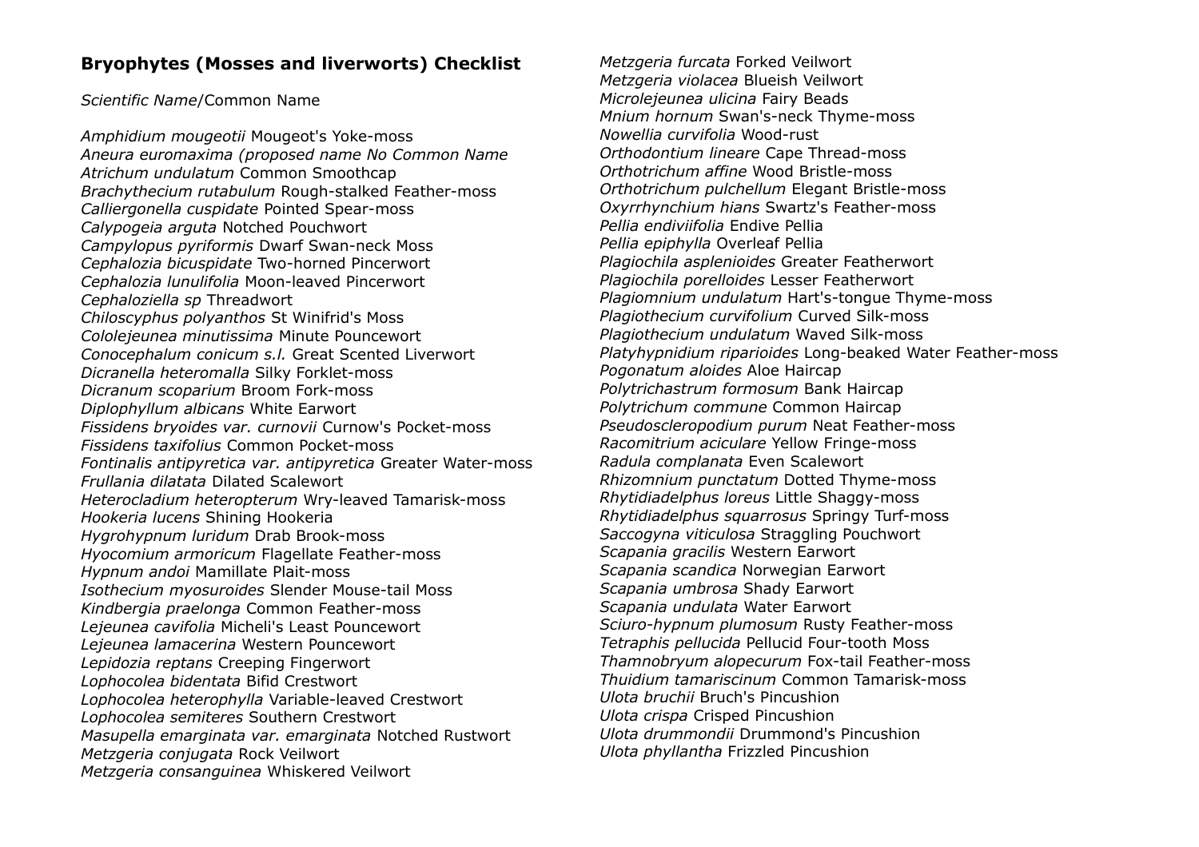## **Bryophytes (Mosses and liverworts) Checklist**

*Scientific Name*/Common Name

*Amphidium mougeotii* Mougeot's Yoke-moss
*Aneura euromaxima (proposed name No Common Name*
*Atrichum undulatum* Common Smoothcap
*Brachythecium rutabulum* Rough-stalked Feather-moss
*Calliergonella cuspidate* Pointed Spear-moss
*Calypogeia arguta* Notched Pouchwort
*Campylopus pyriformis* Dwarf Swan-neck Moss
*Cephalozia bicuspidate* Two-horned Pincerwort
*Cephalozia lunulifolia* Moon-leaved Pincerwort
*Cephaloziella sp* Threadwort
*Chiloscyphus polyanthos* St Winifrid's Moss
*Cololejeunea minutissima* Minute Pouncewort
*Conocephalum conicum s.l.* Great Scented Liverwort
*Dicranella heteromalla* Silky Forklet-moss
*Dicranum scoparium* Broom Fork-moss
*Diplophyllum albicans* White Earwort
*Fissidens bryoides var. curnovii* Curnow's Pocket-moss
*Fissidens taxifolius* Common Pocket-moss
*Fontinalis antipyretica var. antipyretica* Greater Water-moss
*Frullania dilatata* Dilated Scalewort
*Heterocladium heteropterum* Wry-leaved Tamarisk-moss
*Hookeria lucens* Shining Hookeria
*Hygrohypnum luridum* Drab Brook-moss
*Hyocomium armoricum* Flagellate Feather-moss
*Hypnum andoi* Mamillate Plait-moss
*Isothecium myosuroides* Slender Mouse-tail Moss
*Kindbergia praelonga* Common Feather-moss
*Lejeunea cavifolia* Micheli's Least Pouncewort
*Lejeunea lamacerina* Western Pouncewort
*Lepidozia reptans* Creeping Fingerwort
*Lophocolea bidentata* Bifid Crestwort
*Lophocolea heterophylla* Variable-leaved Crestwort
*Lophocolea semiteres* Southern Crestwort
*Masupella emarginata var. emarginata* Notched Rustwort
*Metzgeria conjugata* Rock Veilwort
*Metzgeria consanguinea* Whiskered Veilwort
*Metzgeria furcata* Forked Veilwort
*Metzgeria violacea* Blueish Veilwort
*Microlejeunea ulicina* Fairy Beads
*Mnium hornum* Swan's-neck Thyme-moss
*Nowellia curvifolia* Wood-rust
*Orthodontium lineare* Cape Thread-moss
*Orthotrichum affine* Wood Bristle-moss
*Orthotrichum pulchellum* Elegant Bristle-moss
*Oxyrrhynchium hians* Swartz's Feather-moss
*Pellia endiviifolia* Endive Pellia
*Pellia epiphylla* Overleaf Pellia
*Plagiochila asplenioides* Greater Featherwort
*Plagiochila porelloides* Lesser Featherwort
*Plagiomnium undulatum* Hart's-tongue Thyme-moss
*Plagiothecium curvifolium* Curved Silk-moss
*Plagiothecium undulatum* Waved Silk-moss
*Platyhypnidium riparioides* Long-beaked Water Feather-moss
*Pogonatum aloides* Aloe Haircap
*Polytrichastrum formosum* Bank Haircap
*Polytrichum commune* Common Haircap
*Pseudoscleropodium purum* Neat Feather-moss
*Racomitrium aciculare* Yellow Fringe-moss
*Radula complanata* Even Scalewort
*Rhizomnium punctatum* Dotted Thyme-moss
*Rhytidiadelphus loreus* Little Shaggy-moss
*Rhytidiadelphus squarrosus* Springy Turf-moss
*Saccogyna viticulosa* Straggling Pouchwort
*Scapania gracilis* Western Earwort
*Scapania scandica* Norwegian Earwort
*Scapania umbrosa* Shady Earwort
*Scapania undulata* Water Earwort
*Sciuro-hypnum plumosum* Rusty Feather-moss
*Tetraphis pellucida* Pellucid Four-tooth Moss
*Thamnobryum alopecurum* Fox-tail Feather-moss
*Thuidium tamariscinum* Common Tamarisk-moss
*Ulota bruchii* Bruch's Pincushion
*Ulota crispa* Crisped Pincushion
*Ulota drummondii* Drummond's Pincushion
*Ulota phyllantha* Frizzled Pincushion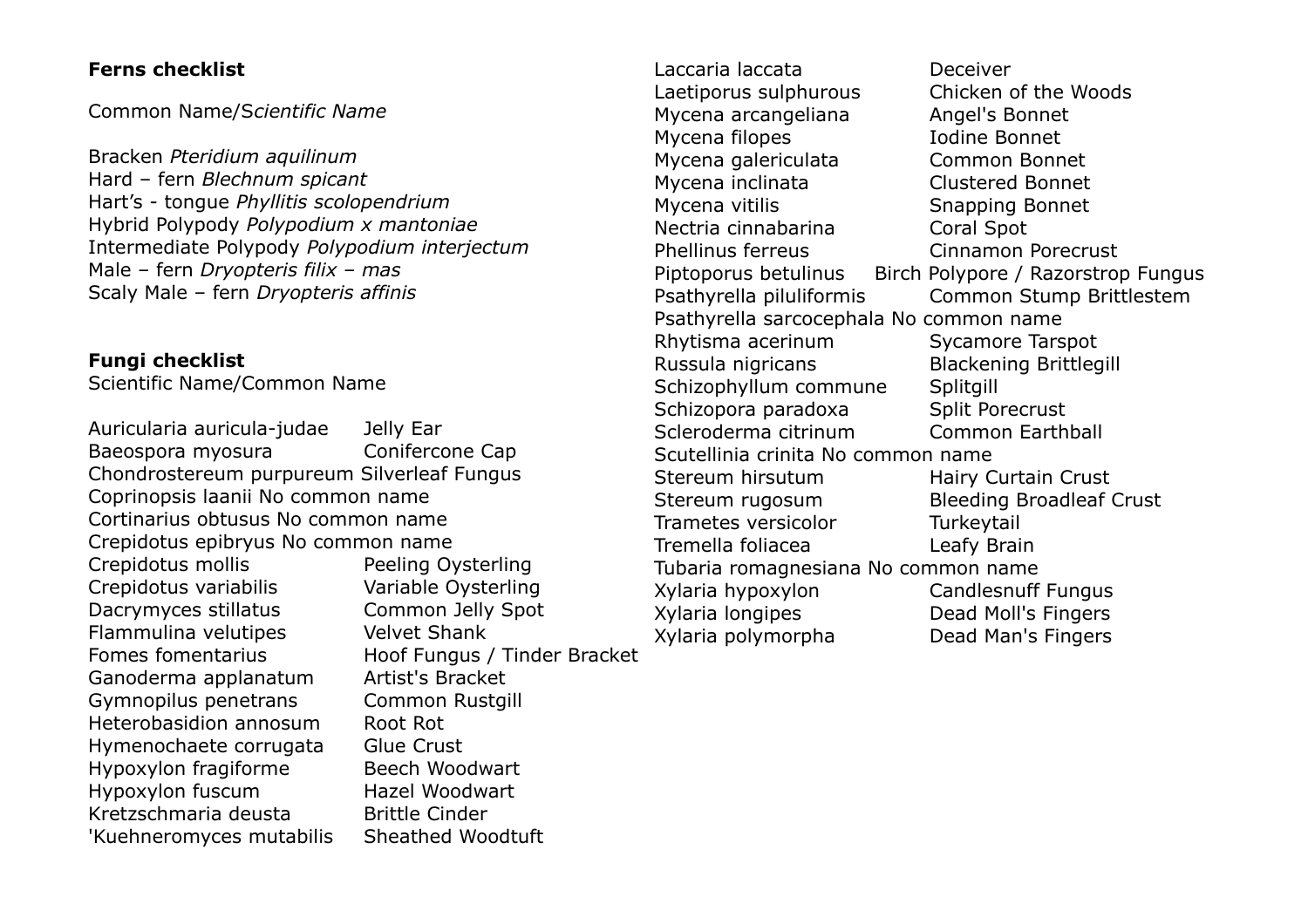**Ferns checklist**

Common Name/S*cientific Name*

Bracken *Pteridium aquilinum*
Hard – fern *Blechnum spicant*
Hart's - tongue *Phyllitis scolopendrium*
Hybrid Polypody *Polypodium x mantoniae*
Intermediate Polypody *Polypodium interjectum*
Male – fern *Dryopteris filix – mas*
Scaly Male – fern *Dryopteris affinis*

**Fungi checklist**

Scientific Name/Common Name

| Scientific Name | Common Name |
|---|---|
| Auricularia auricula-judae | Jelly Ear |
| Baeospora myosura | Conifercone Cap |
| Chondrostereum purpureum | Silverleaf Fungus |
| Coprinopsis laanii | No common name |
| Cortinarius obtusus | No common name |
| Crepidotus epibryus | No common name |
| Crepidotus mollis | Peeling Oysterling |
| Crepidotus variabilis | Variable Oysterling |
| Dacrymyces stillatus | Common Jelly Spot |
| Flammulina velutipes | Velvet Shank |
| Fomes fomentarius | Hoof Fungus / Tinder Bracket |
| Ganoderma applanatum | Artist's Bracket |
| Gymnopilus penetrans | Common Rustgill |
| Heterobasidion annosum | Root Rot |
| Hymenochaete corrugata | Glue Crust |
| Hypoxylon fragiforme | Beech Woodwart |
| Hypoxylon fuscum | Hazel Woodwart |
| Kretzschmaria deusta | Brittle Cinder |
| 'Kuehneromyces mutabilis | Sheathed Woodtuft |
| Laccaria laccata | Deceiver |
| Laetiporus sulphurous | Chicken of the Woods |
| Mycena arcangeliana | Angel's Bonnet |
| Mycena filopes | Iodine Bonnet |
| Mycena galericulata | Common Bonnet |
| Mycena inclinata | Clustered Bonnet |
| Mycena vitilis | Snapping Bonnet |
| Nectria cinnabarina | Coral Spot |
| Phellinus ferreus | Cinnamon Porecrust |
| Piptoporus betulinus | Birch Polypore / Razorstrop Fungus |
| Psathyrella piluliformis | Common Stump Brittlestem |
| Psathyrella sarcocephala | No common name |
| Rhytisma acerinum | Sycamore Tarspot |
| Russula nigricans | Blackening Brittlegill |
| Schizophyllum commune | Splitgill |
| Schizopora paradoxa | Split Porecrust |
| Scleroderma citrinum | Common Earthball |
| Scutellinia crinita | No common name |
| Stereum hirsutum | Hairy Curtain Crust |
| Stereum rugosum | Bleeding Broadleaf Crust |
| Trametes versicolor | Turkeytail |
| Tremella foliacea | Leafy Brain |
| Tubaria romagnesiana | No common name |
| Xylaria hypoxylon | Candlesnuff Fungus |
| Xylaria longipes | Dead Moll's Fingers |
| Xylaria polymorpha | Dead Man's Fingers |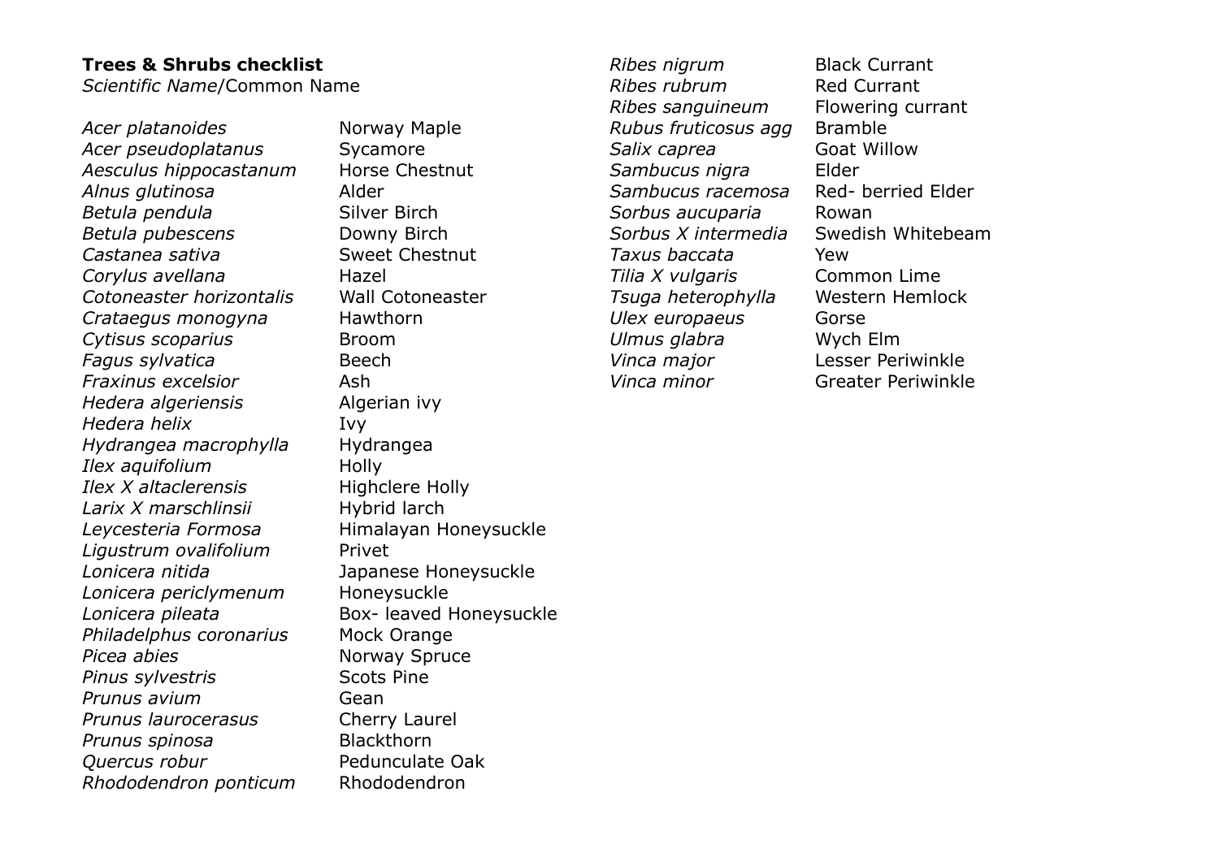**Trees & Shrubs checklist**
*Scientific Name*/Common Name

| Scientific Name | Common Name |
|---|---|
| *Acer platanoides* | Norway Maple |
| *Acer pseudoplatanus* | Sycamore |
| *Aesculus hippocastanum* | Horse Chestnut |
| *Alnus glutinosa* | Alder |
| *Betula pendula* | Silver Birch |
| *Betula pubescens* | Downy Birch |
| *Castanea sativa* | Sweet Chestnut |
| *Corylus avellana* | Hazel |
| *Cotoneaster horizontalis* | Wall Cotoneaster |
| *Crataegus monogyna* | Hawthorn |
| *Cytisus scoparius* | Broom |
| *Fagus sylvatica* | Beech |
| *Fraxinus excelsior* | Ash |
| *Hedera algeriensis* | Algerian ivy |
| *Hedera helix* | Ivy |
| *Hydrangea macrophylla* | Hydrangea |
| *Ilex aquifolium* | Holly |
| *Ilex X altaclerensis* | Highclere Holly |
| *Larix X marschlinsii* | Hybrid larch |
| *Leycesteria Formosa* | Himalayan Honeysuckle |
| *Ligustrum ovalifolium* | Privet |
| *Lonicera nitida* | Japanese Honeysuckle |
| *Lonicera periclymenum* | Honeysuckle |
| *Lonicera pileata* | Box- leaved Honeysuckle |
| *Philadelphus coronarius* | Mock Orange |
| *Picea abies* | Norway Spruce |
| *Pinus sylvestris* | Scots Pine |
| *Prunus avium* | Gean |
| *Prunus laurocerasus* | Cherry Laurel |
| *Prunus spinosa* | Blackthorn |
| *Quercus robur* | Pedunculate Oak |
| *Rhododendron ponticum* | Rhododendron |
| *Ribes nigrum* | Black Currant |
| *Ribes rubrum* | Red Currant |
| *Ribes sanguineum* | Flowering currant |
| *Rubus fruticosus agg* | Bramble |
| *Salix caprea* | Goat Willow |
| *Sambucus nigra* | Elder |
| *Sambucus racemosa* | Red- berried Elder |
| *Sorbus aucuparia* | Rowan |
| *Sorbus X intermedia* | Swedish Whitebeam |
| *Taxus baccata* | Yew |
| *Tilia X vulgaris* | Common Lime |
| *Tsuga heterophylla* | Western Hemlock |
| *Ulex europaeus* | Gorse |
| *Ulmus glabra* | Wych Elm |
| *Vinca major* | Lesser Periwinkle |
| *Vinca minor* | Greater Periwinkle |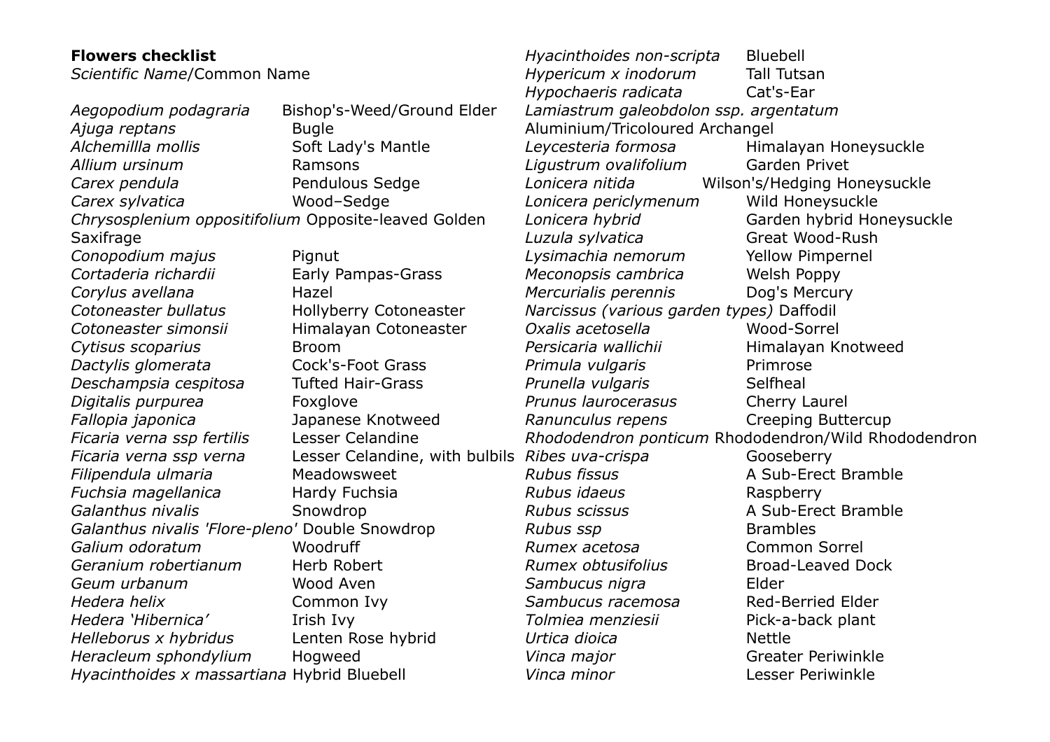**Flowers checklist**

*Scientific Name*/Common Name

| *Scientific Name* | Common Name |
|---|---|
| *Aegopodium podagraria* | Bishop's-Weed/Ground Elder |
| *Ajuga reptans* | Bugle |
| *Alchemillla mollis* | Soft Lady's Mantle |
| *Allium ursinum* | Ramsons |
| *Carex pendula* | Pendulous Sedge |
| *Carex sylvatica* | Wood–Sedge |
| *Chrysosplenium oppositifolium* | Opposite-leaved Golden Saxifrage |
| *Conopodium majus* | Pignut |
| *Cortaderia richardii* | Early Pampas-Grass |
| *Corylus avellana* | Hazel |
| *Cotoneaster bullatus* | Hollyberry Cotoneaster |
| *Cotoneaster simonsii* | Himalayan Cotoneaster |
| *Cytisus scoparius* | Broom |
| *Dactylis glomerata* | Cock's-Foot Grass |
| *Deschampsia cespitosa* | Tufted Hair-Grass |
| *Digitalis purpurea* | Foxglove |
| *Fallopia japonica* | Japanese Knotweed |
| *Ficaria verna ssp fertilis* | Lesser Celandine |
| *Ficaria verna ssp verna* | Lesser Celandine, with bulbils |
| *Filipendula ulmaria* | Meadowsweet |
| *Fuchsia magellanica* | Hardy Fuchsia |
| *Galanthus nivalis* | Snowdrop |
| *Galanthus nivalis 'Flore-pleno'* | Double Snowdrop |
| *Galium odoratum* | Woodruff |
| *Geranium robertianum* | Herb Robert |
| *Geum urbanum* | Wood Aven |
| *Hedera helix* | Common Ivy |
| *Hedera 'Hibernica'* | Irish Ivy |
| *Helleborus x hybridus* | Lenten Rose hybrid |
| *Heracleum sphondylium* | Hogweed |
| *Hyacinthoides x massartiana* | Hybrid Bluebell |
| *Hyacinthoides non-scripta* | Bluebell |
| *Hypericum x inodorum* | Tall Tutsan |
| *Hypochaeris radicata* | Cat's-Ear |
| *Lamiastrum galeobdolon ssp. argentatum* | Aluminium/Tricoloured Archangel |
| *Leycesteria formosa* | Himalayan Honeysuckle |
| *Ligustrum ovalifolium* | Garden Privet |
| *Lonicera nitida* | Wilson's/Hedging Honeysuckle |
| *Lonicera periclymenum* | Wild Honeysuckle |
| *Lonicera hybrid* | Garden hybrid Honeysuckle |
| *Luzula sylvatica* | Great Wood-Rush |
| *Lysimachia nemorum* | Yellow Pimpernel |
| *Meconopsis cambrica* | Welsh Poppy |
| *Mercurialis perennis* | Dog's Mercury |
| *Narcissus (various garden types)* | Daffodil |
| *Oxalis acetosella* | Wood-Sorrel |
| *Persicaria wallichii* | Himalayan Knotweed |
| *Primula vulgaris* | Primrose |
| *Prunella vulgaris* | Selfheal |
| *Prunus laurocerasus* | Cherry Laurel |
| *Ranunculus repens* | Creeping Buttercup |
| *Rhododendron ponticum* | Rhododendron/Wild Rhododendron |
| *Ribes uva-crispa* | Gooseberry |
| *Rubus fissus* | A Sub-Erect Bramble |
| *Rubus idaeus* | Raspberry |
| *Rubus scissus* | A Sub-Erect Bramble |
| *Rubus ssp* | Brambles |
| *Rumex acetosa* | Common Sorrel |
| *Rumex obtusifolius* | Broad-Leaved Dock |
| *Sambucus nigra* | Elder |
| *Sambucus racemosa* | Red-Berried Elder |
| *Tolmiea menziesii* | Pick-a-back plant |
| *Urtica dioica* | Nettle |
| *Vinca major* | Greater Periwinkle |
| *Vinca minor* | Lesser Periwinkle |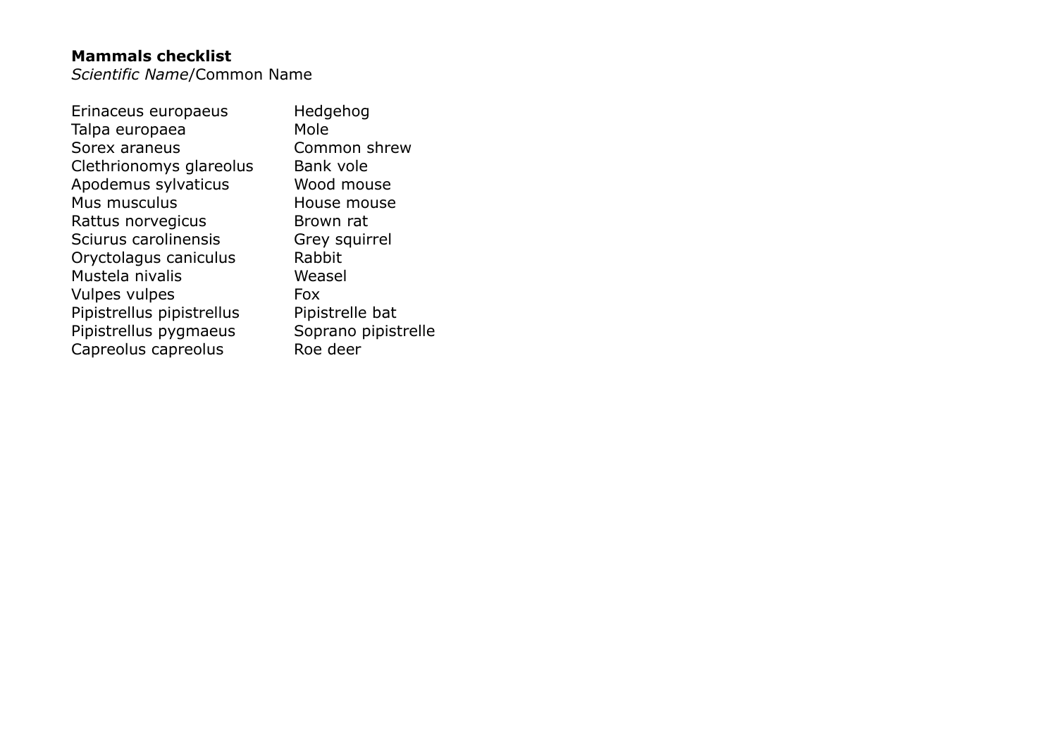**Mammals checklist**

*Scientific Name*/Common Name

| | |
|---|---|
| Erinaceus europaeus | Hedgehog |
| Talpa europaea | Mole |
| Sorex araneus | Common shrew |
| Clethrionomys glareolus | Bank vole |
| Apodemus sylvaticus | Wood mouse |
| Mus musculus | House mouse |
| Rattus norvegicus | Brown rat |
| Sciurus carolinensis | Grey squirrel |
| Oryctolagus caniculus | Rabbit |
| Mustela nivalis | Weasel |
| Vulpes vulpes | Fox |
| Pipistrellus pipistrellus | Pipistrelle bat |
| Pipistrellus pygmaeus | Soprano pipistrelle |
| Capreolus capreolus | Roe deer |